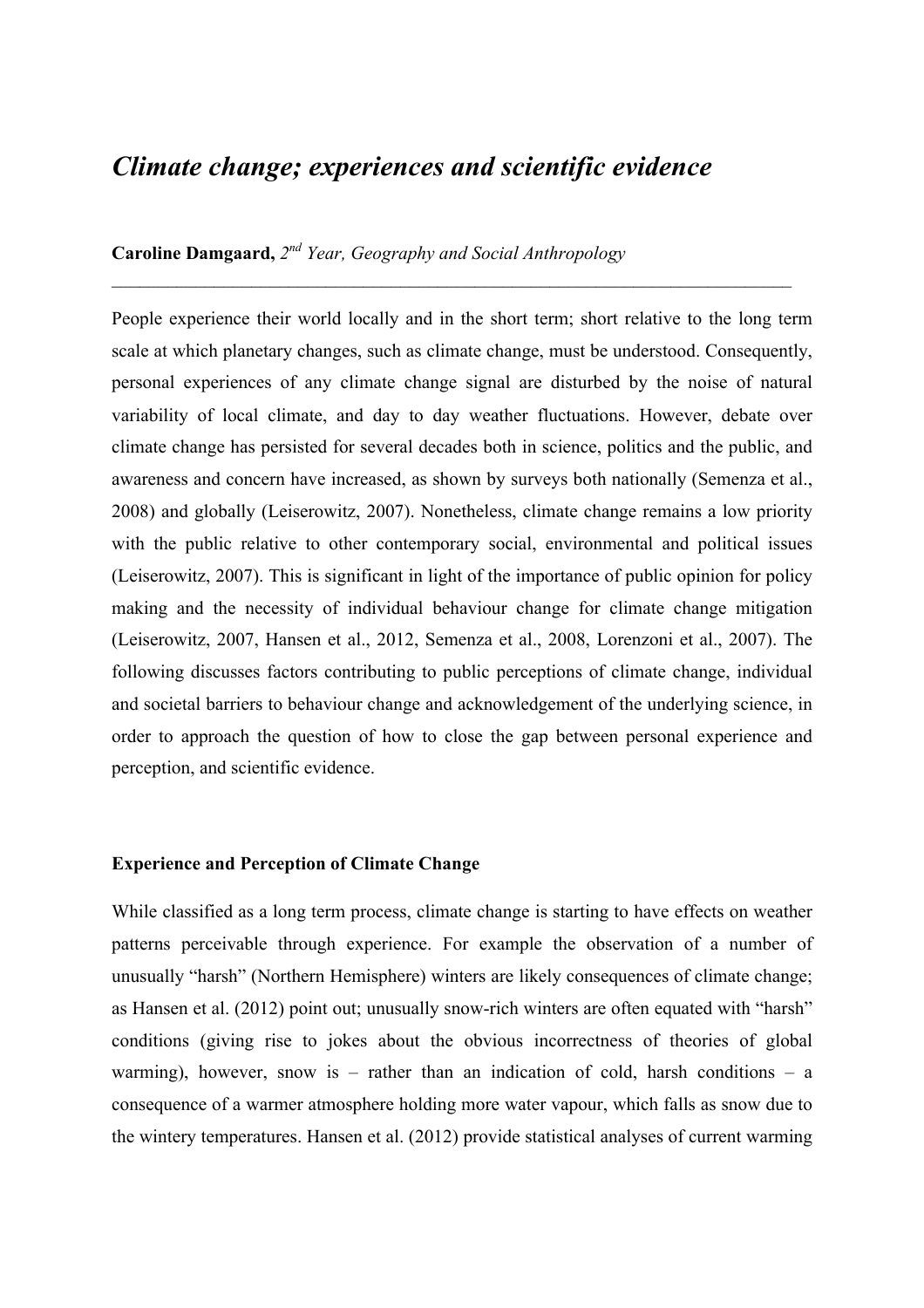# *Climate change; experiences and scientific evidence*

**Caroline Damgaard,** *2nd Year, Geography and Social Anthropology*

---

People experience their world locally and in the short term; short relative to the long term scale at which planetary changes, such as climate change, must be understood. Consequently, personal experiences of any climate change signal are disturbed by the noise of natural variability of local climate, and day to day weather fluctuations. However, debate over climate change has persisted for several decades both in science, politics and the public, and awareness and concern have increased, as shown by surveys both nationally (Semenza et al., 2008) and globally (Leiserowitz, 2007). Nonetheless, climate change remains a low priority with the public relative to other contemporary social, environmental and political issues (Leiserowitz, 2007). This is significant in light of the importance of public opinion for policy making and the necessity of individual behaviour change for climate change mitigation (Leiserowitz, 2007, Hansen et al., 2012, Semenza et al., 2008, Lorenzoni et al., 2007). The following discusses factors contributing to public perceptions of climate change, individual and societal barriers to behaviour change and acknowledgement of the underlying science, in order to approach the question of how to close the gap between personal experience and perception, and scientific evidence.

## Experience and Perception of Climate Change

While classified as a long term process, climate change is starting to have effects on weather patterns perceivable through experience. For example the observation of a number of unusually "harsh" (Northern Hemisphere) winters are likely consequences of climate change; as Hansen et al. (2012) point out; unusually snow-rich winters are often equated with "harsh" conditions (giving rise to jokes about the obvious incorrectness of theories of global warming), however, snow is – rather than an indication of cold, harsh conditions – a consequence of a warmer atmosphere holding more water vapour, which falls as snow due to the wintery temperatures. Hansen et al. (2012) provide statistical analyses of current warming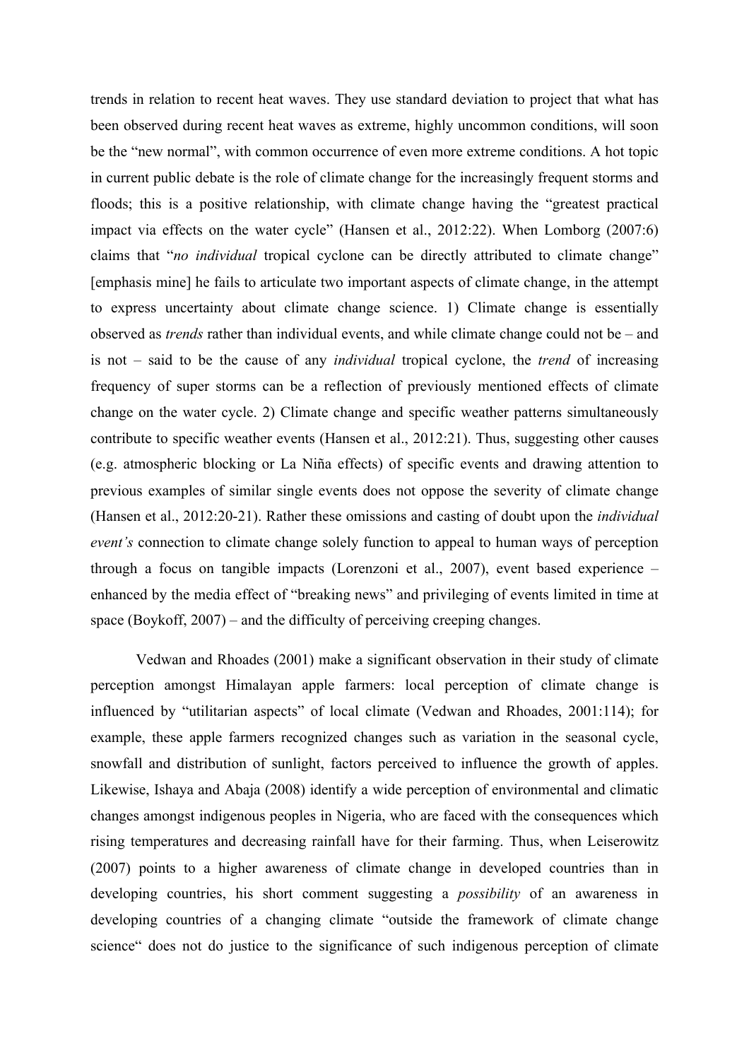trends in relation to recent heat waves. They use standard deviation to project that what has been observed during recent heat waves as extreme, highly uncommon conditions, will soon be the "new normal", with common occurrence of even more extreme conditions. A hot topic in current public debate is the role of climate change for the increasingly frequent storms and floods; this is a positive relationship, with climate change having the "greatest practical impact via effects on the water cycle" (Hansen et al., 2012:22). When Lomborg (2007:6) claims that "*no individual* tropical cyclone can be directly attributed to climate change" [emphasis mine] he fails to articulate two important aspects of climate change, in the attempt to express uncertainty about climate change science. 1) Climate change is essentially observed as *trends* rather than individual events, and while climate change could not be – and is not – said to be the cause of any *individual* tropical cyclone, the *trend* of increasing frequency of super storms can be a reflection of previously mentioned effects of climate change on the water cycle. 2) Climate change and specific weather patterns simultaneously contribute to specific weather events (Hansen et al., 2012:21). Thus, suggesting other causes (e.g. atmospheric blocking or La Niña effects) of specific events and drawing attention to previous examples of similar single events does not oppose the severity of climate change (Hansen et al., 2012:20-21). Rather these omissions and casting of doubt upon the *individual event's* connection to climate change solely function to appeal to human ways of perception through a focus on tangible impacts (Lorenzoni et al., 2007), event based experience – enhanced by the media effect of "breaking news" and privileging of events limited in time at space (Boykoff, 2007) – and the difficulty of perceiving creeping changes.

Vedwan and Rhoades (2001) make a significant observation in their study of climate perception amongst Himalayan apple farmers: local perception of climate change is influenced by "utilitarian aspects" of local climate (Vedwan and Rhoades, 2001:114); for example, these apple farmers recognized changes such as variation in the seasonal cycle, snowfall and distribution of sunlight, factors perceived to influence the growth of apples. Likewise, Ishaya and Abaja (2008) identify a wide perception of environmental and climatic changes amongst indigenous peoples in Nigeria, who are faced with the consequences which rising temperatures and decreasing rainfall have for their farming. Thus, when Leiserowitz (2007) points to a higher awareness of climate change in developed countries than in developing countries, his short comment suggesting a *possibility* of an awareness in developing countries of a changing climate "outside the framework of climate change science" does not do justice to the significance of such indigenous perception of climate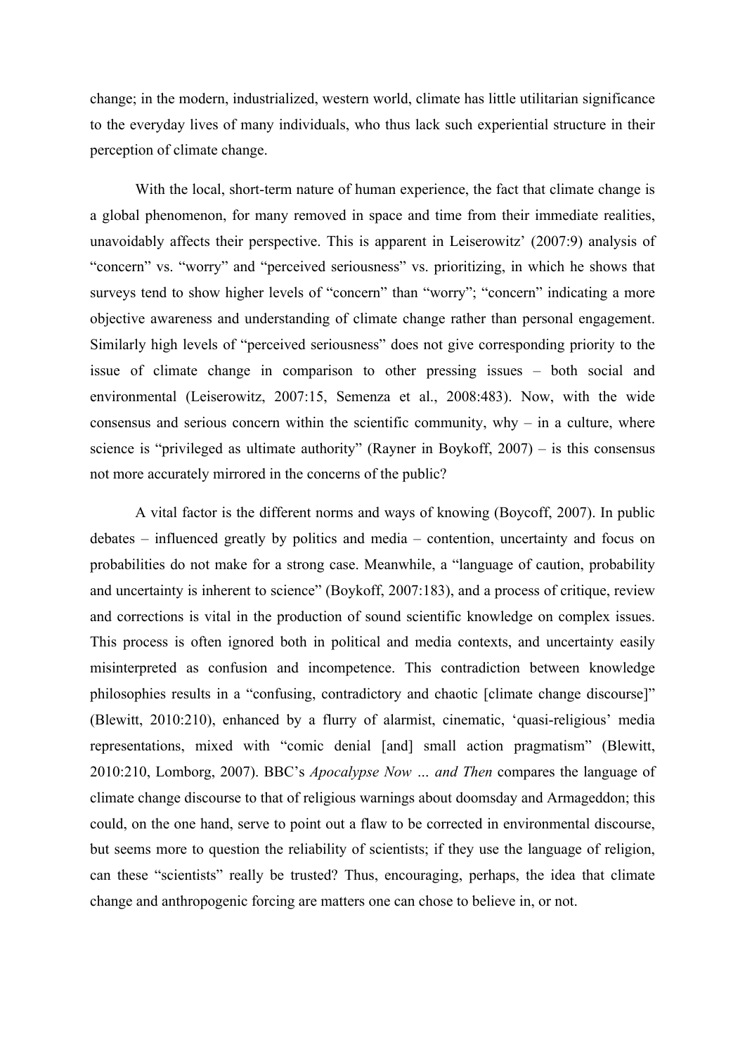change; in the modern, industrialized, western world, climate has little utilitarian significance to the everyday lives of many individuals, who thus lack such experiential structure in their perception of climate change.

With the local, short-term nature of human experience, the fact that climate change is a global phenomenon, for many removed in space and time from their immediate realities, unavoidably affects their perspective. This is apparent in Leiserowitz' (2007:9) analysis of "concern" vs. "worry" and "perceived seriousness" vs. prioritizing, in which he shows that surveys tend to show higher levels of "concern" than "worry"; "concern" indicating a more objective awareness and understanding of climate change rather than personal engagement. Similarly high levels of "perceived seriousness" does not give corresponding priority to the issue of climate change in comparison to other pressing issues – both social and environmental (Leiserowitz, 2007:15, Semenza et al., 2008:483). Now, with the wide consensus and serious concern within the scientific community, why – in a culture, where science is "privileged as ultimate authority" (Rayner in Boykoff, 2007) – is this consensus not more accurately mirrored in the concerns of the public?

A vital factor is the different norms and ways of knowing (Boycoff, 2007). In public debates – influenced greatly by politics and media – contention, uncertainty and focus on probabilities do not make for a strong case. Meanwhile, a "language of caution, probability and uncertainty is inherent to science" (Boykoff, 2007:183), and a process of critique, review and corrections is vital in the production of sound scientific knowledge on complex issues. This process is often ignored both in political and media contexts, and uncertainty easily misinterpreted as confusion and incompetence. This contradiction between knowledge philosophies results in a "confusing, contradictory and chaotic [climate change discourse]" (Blewitt, 2010:210), enhanced by a flurry of alarmist, cinematic, 'quasi-religious' media representations, mixed with "comic denial [and] small action pragmatism" (Blewitt, 2010:210, Lomborg, 2007). BBC's *Apocalypse Now ... and Then* compares the language of climate change discourse to that of religious warnings about doomsday and Armageddon; this could, on the one hand, serve to point out a flaw to be corrected in environmental discourse, but seems more to question the reliability of scientists; if they use the language of religion, can these "scientists" really be trusted? Thus, encouraging, perhaps, the idea that climate change and anthropogenic forcing are matters one can chose to believe in, or not.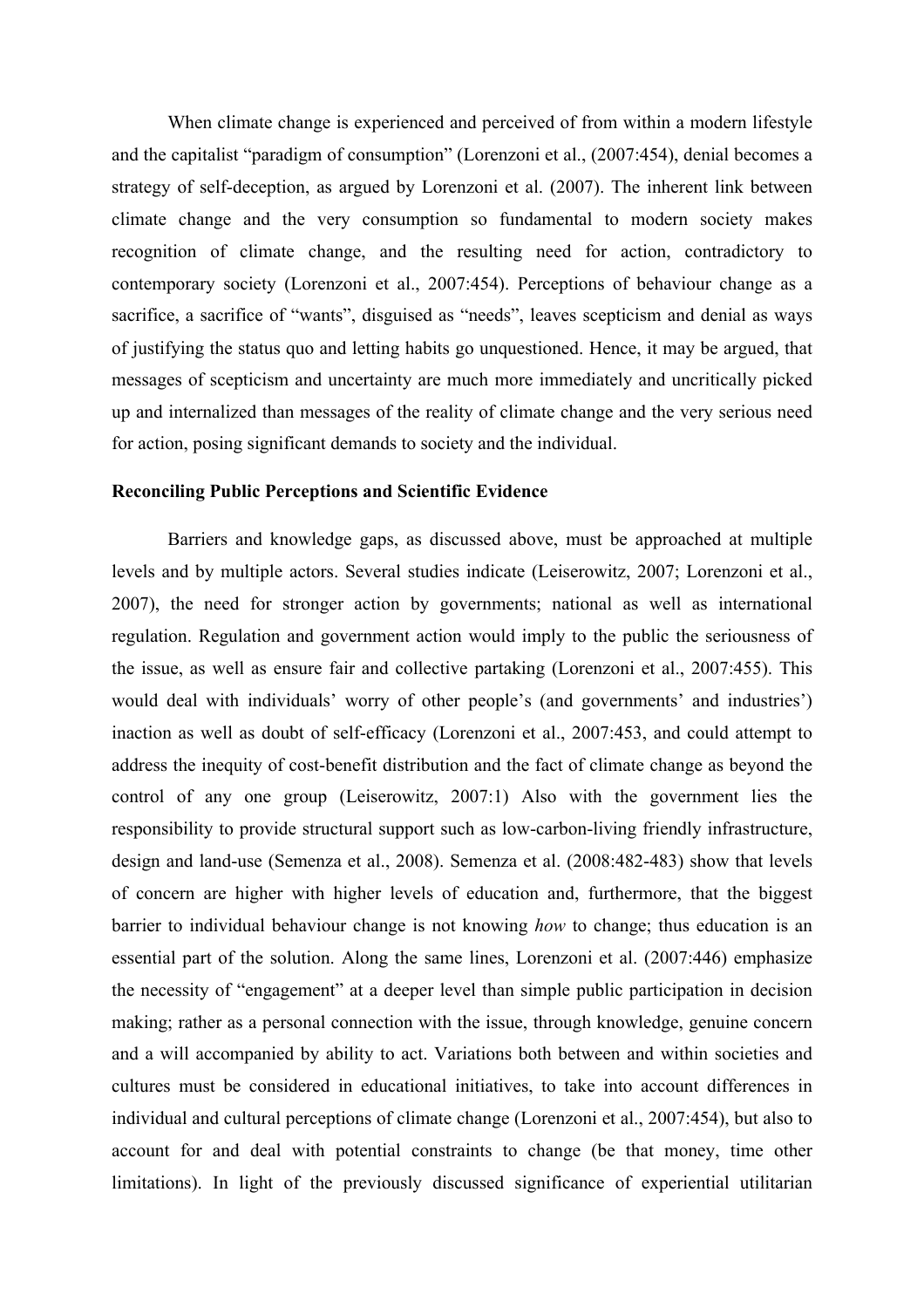When climate change is experienced and perceived of from within a modern lifestyle and the capitalist "paradigm of consumption" (Lorenzoni et al., (2007:454), denial becomes a strategy of self-deception, as argued by Lorenzoni et al. (2007). The inherent link between climate change and the very consumption so fundamental to modern society makes recognition of climate change, and the resulting need for action, contradictory to contemporary society (Lorenzoni et al., 2007:454). Perceptions of behaviour change as a sacrifice, a sacrifice of "wants", disguised as "needs", leaves scepticism and denial as ways of justifying the status quo and letting habits go unquestioned. Hence, it may be argued, that messages of scepticism and uncertainty are much more immediately and uncritically picked up and internalized than messages of the reality of climate change and the very serious need for action, posing significant demands to society and the individual.

**Reconciling Public Perceptions and Scientific Evidence**

Barriers and knowledge gaps, as discussed above, must be approached at multiple levels and by multiple actors. Several studies indicate (Leiserowitz, 2007; Lorenzoni et al., 2007), the need for stronger action by governments; national as well as international regulation. Regulation and government action would imply to the public the seriousness of the issue, as well as ensure fair and collective partaking (Lorenzoni et al., 2007:455). This would deal with individuals' worry of other people's (and governments' and industries') inaction as well as doubt of self-efficacy (Lorenzoni et al., 2007:453, and could attempt to address the inequity of cost-benefit distribution and the fact of climate change as beyond the control of any one group (Leiserowitz, 2007:1) Also with the government lies the responsibility to provide structural support such as low-carbon-living friendly infrastructure, design and land-use (Semenza et al., 2008). Semenza et al. (2008:482-483) show that levels of concern are higher with higher levels of education and, furthermore, that the biggest barrier to individual behaviour change is not knowing *how* to change; thus education is an essential part of the solution. Along the same lines, Lorenzoni et al. (2007:446) emphasize the necessity of "engagement" at a deeper level than simple public participation in decision making; rather as a personal connection with the issue, through knowledge, genuine concern and a will accompanied by ability to act. Variations both between and within societies and cultures must be considered in educational initiatives, to take into account differences in individual and cultural perceptions of climate change (Lorenzoni et al., 2007:454), but also to account for and deal with potential constraints to change (be that money, time other limitations). In light of the previously discussed significance of experiential utilitarian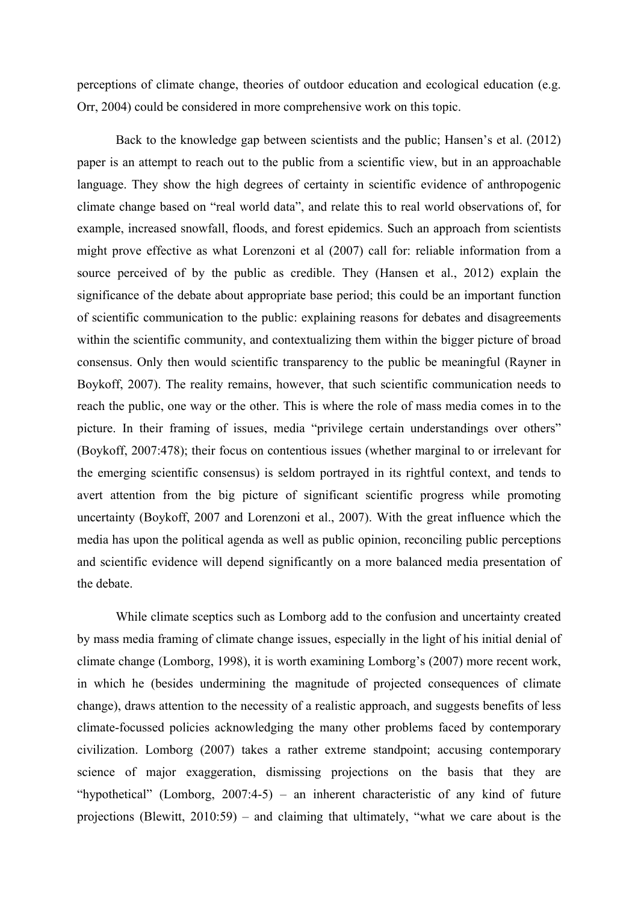perceptions of climate change, theories of outdoor education and ecological education (e.g. Orr, 2004) could be considered in more comprehensive work on this topic.

Back to the knowledge gap between scientists and the public; Hansen's et al. (2012) paper is an attempt to reach out to the public from a scientific view, but in an approachable language. They show the high degrees of certainty in scientific evidence of anthropogenic climate change based on "real world data", and relate this to real world observations of, for example, increased snowfall, floods, and forest epidemics. Such an approach from scientists might prove effective as what Lorenzoni et al (2007) call for: reliable information from a source perceived of by the public as credible. They (Hansen et al., 2012) explain the significance of the debate about appropriate base period; this could be an important function of scientific communication to the public: explaining reasons for debates and disagreements within the scientific community, and contextualizing them within the bigger picture of broad consensus. Only then would scientific transparency to the public be meaningful (Rayner in Boykoff, 2007). The reality remains, however, that such scientific communication needs to reach the public, one way or the other. This is where the role of mass media comes in to the picture. In their framing of issues, media "privilege certain understandings over others" (Boykoff, 2007:478); their focus on contentious issues (whether marginal to or irrelevant for the emerging scientific consensus) is seldom portrayed in its rightful context, and tends to avert attention from the big picture of significant scientific progress while promoting uncertainty (Boykoff, 2007 and Lorenzoni et al., 2007). With the great influence which the media has upon the political agenda as well as public opinion, reconciling public perceptions and scientific evidence will depend significantly on a more balanced media presentation of the debate.

While climate sceptics such as Lomborg add to the confusion and uncertainty created by mass media framing of climate change issues, especially in the light of his initial denial of climate change (Lomborg, 1998), it is worth examining Lomborg's (2007) more recent work, in which he (besides undermining the magnitude of projected consequences of climate change), draws attention to the necessity of a realistic approach, and suggests benefits of less climate-focussed policies acknowledging the many other problems faced by contemporary civilization. Lomborg (2007) takes a rather extreme standpoint; accusing contemporary science of major exaggeration, dismissing projections on the basis that they are "hypothetical" (Lomborg, 2007:4-5) – an inherent characteristic of any kind of future projections (Blewitt, 2010:59) – and claiming that ultimately, "what we care about is the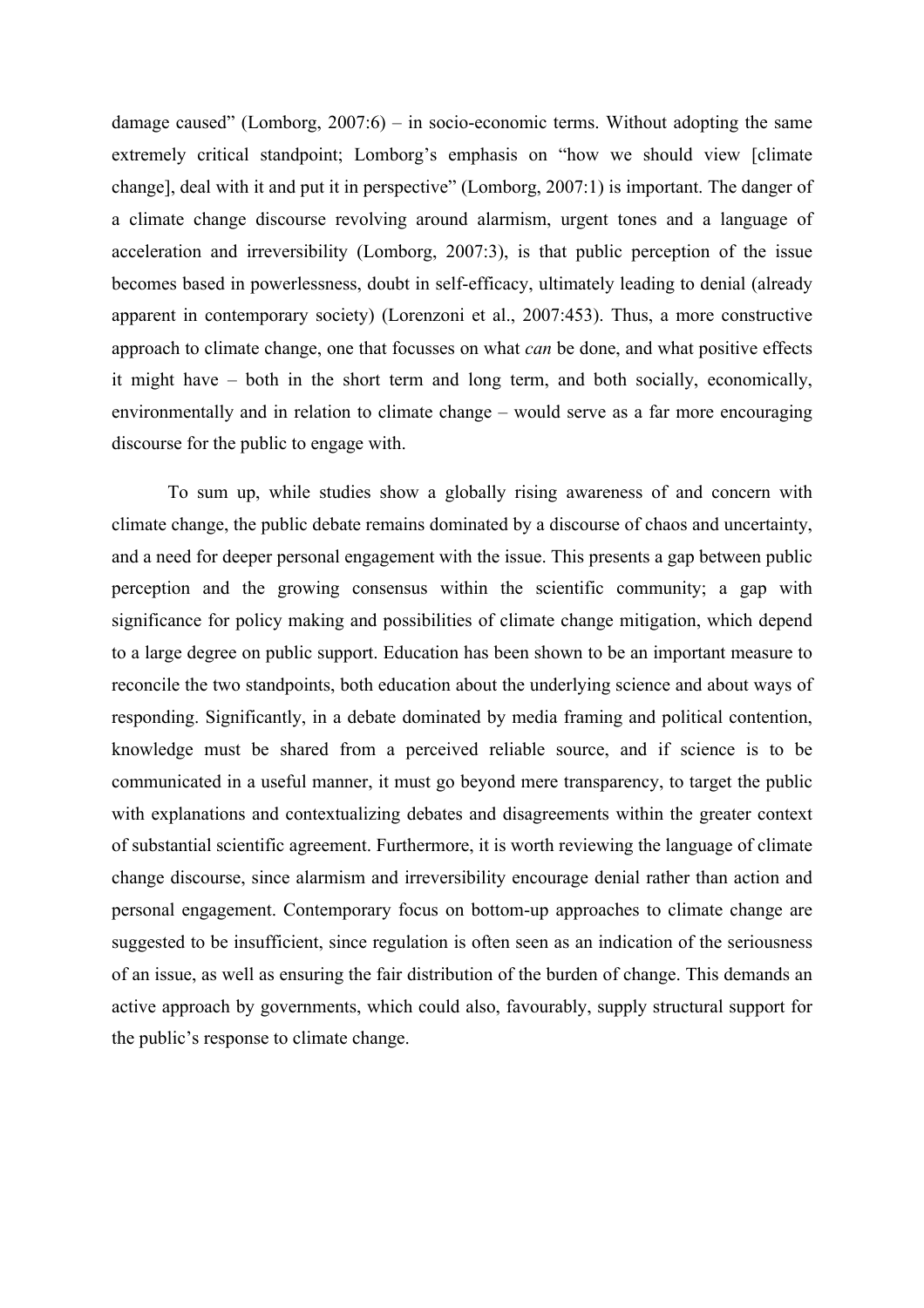damage caused" (Lomborg, 2007:6) – in socio-economic terms. Without adopting the same extremely critical standpoint; Lomborg's emphasis on "how we should view [climate change], deal with it and put it in perspective" (Lomborg, 2007:1) is important. The danger of a climate change discourse revolving around alarmism, urgent tones and a language of acceleration and irreversibility (Lomborg, 2007:3), is that public perception of the issue becomes based in powerlessness, doubt in self-efficacy, ultimately leading to denial (already apparent in contemporary society) (Lorenzoni et al., 2007:453). Thus, a more constructive approach to climate change, one that focusses on what *can* be done, and what positive effects it might have – both in the short term and long term, and both socially, economically, environmentally and in relation to climate change – would serve as a far more encouraging discourse for the public to engage with.

To sum up, while studies show a globally rising awareness of and concern with climate change, the public debate remains dominated by a discourse of chaos and uncertainty, and a need for deeper personal engagement with the issue. This presents a gap between public perception and the growing consensus within the scientific community; a gap with significance for policy making and possibilities of climate change mitigation, which depend to a large degree on public support. Education has been shown to be an important measure to reconcile the two standpoints, both education about the underlying science and about ways of responding. Significantly, in a debate dominated by media framing and political contention, knowledge must be shared from a perceived reliable source, and if science is to be communicated in a useful manner, it must go beyond mere transparency, to target the public with explanations and contextualizing debates and disagreements within the greater context of substantial scientific agreement. Furthermore, it is worth reviewing the language of climate change discourse, since alarmism and irreversibility encourage denial rather than action and personal engagement. Contemporary focus on bottom-up approaches to climate change are suggested to be insufficient, since regulation is often seen as an indication of the seriousness of an issue, as well as ensuring the fair distribution of the burden of change. This demands an active approach by governments, which could also, favourably, supply structural support for the public's response to climate change.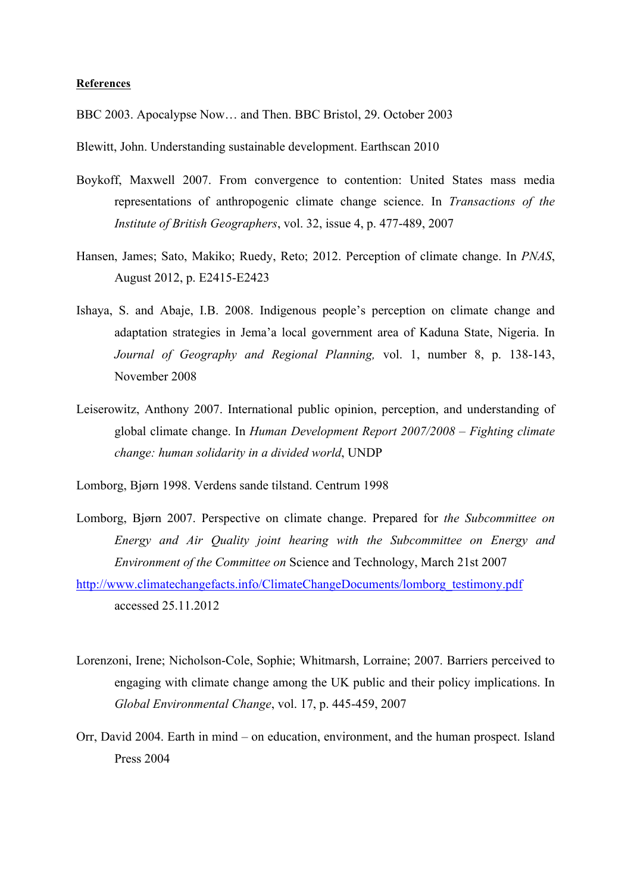**References**

BBC 2003. Apocalypse Now… and Then. BBC Bristol, 29. October 2003

Blewitt, John. Understanding sustainable development. Earthscan 2010

Boykoff, Maxwell 2007. From convergence to contention: United States mass media representations of anthropogenic climate change science. In *Transactions of the Institute of British Geographers*, vol. 32, issue 4, p. 477-489, 2007

Hansen, James; Sato, Makiko; Ruedy, Reto; 2012. Perception of climate change. In *PNAS*, August 2012, p. E2415-E2423

Ishaya, S. and Abaje, I.B. 2008. Indigenous people's perception on climate change and adaptation strategies in Jema'a local government area of Kaduna State, Nigeria. In *Journal of Geography and Regional Planning,* vol. 1, number 8, p. 138-143, November 2008

Leiserowitz, Anthony 2007. International public opinion, perception, and understanding of global climate change. In *Human Development Report 2007/2008 – Fighting climate change: human solidarity in a divided world*, UNDP

Lomborg, Bjørn 1998. Verdens sande tilstand. Centrum 1998

Lomborg, Bjørn 2007. Perspective on climate change. Prepared for *the Subcommittee on Energy and Air Quality joint hearing with the Subcommittee on Energy and Environment of the Committee on* Science and Technology, March 21st 2007 http://www.climatechangefacts.info/ClimateChangeDocuments/lomborg_testimony.pdf accessed 25.11.2012

Lorenzoni, Irene; Nicholson-Cole, Sophie; Whitmarsh, Lorraine; 2007. Barriers perceived to engaging with climate change among the UK public and their policy implications. In *Global Environmental Change*, vol. 17, p. 445-459, 2007

Orr, David 2004. Earth in mind – on education, environment, and the human prospect. Island Press 2004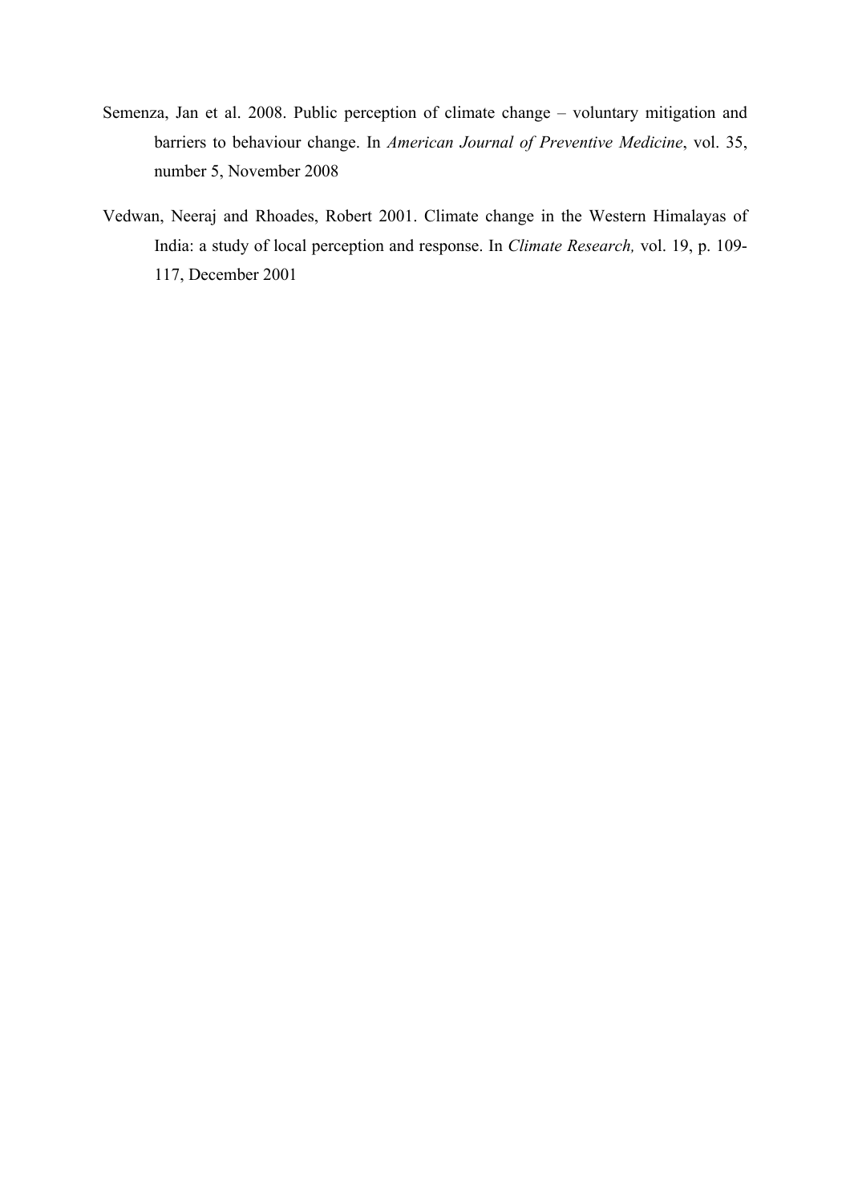Semenza, Jan et al. 2008. Public perception of climate change – voluntary mitigation and barriers to behaviour change. In *American Journal of Preventive Medicine*, vol. 35, number 5, November 2008

Vedwan, Neeraj and Rhoades, Robert 2001. Climate change in the Western Himalayas of India: a study of local perception and response. In *Climate Research,* vol. 19, p. 109-117, December 2001